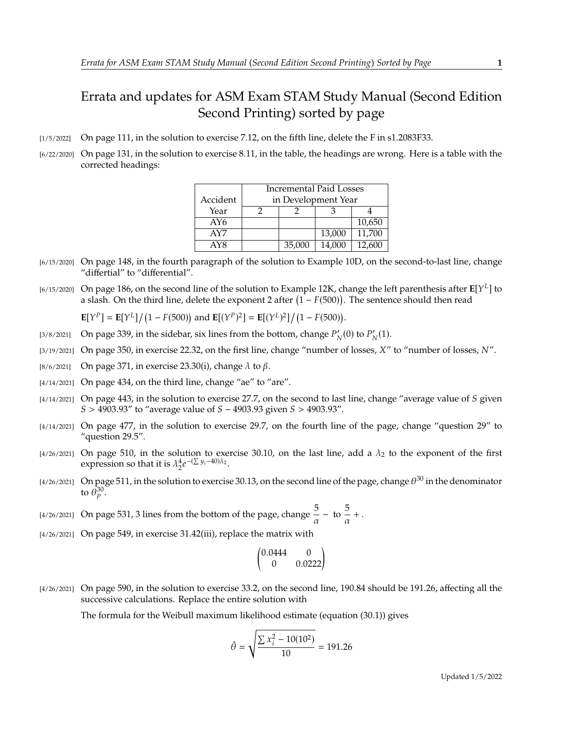# Errata and updates for ASM Exam STAM Study Manual (Second Edition Second Printing) sorted by page

[1/5/2022] On page 111, in the solution to exercise 7.12, on the fifth line, delete the F in s1.2083F33.

[6/22/2020] On page 131, in the solution to exercise 8.11, in the table, the headings are wrong. Here is a table with the corrected headings:

| Accident Year | Incremental Paid Losses in Development Year | | | |
|---|---|---|---|---|
| | 2 | 2 | 3 | 4 |
| AY6 | | | | 10,650 |
| AY7 | | | 13,000 | 11,700 |
| AY8 | | 35,000 | 14,000 | 12,600 |

[6/15/2020] On page 148, in the fourth paragraph of the solution to Example 10D, on the second-to-last line, change "differtial" to "differential".

[6/15/2020] On page 186, on the second line of the solution to Example 12K, change the left parenthesis after $\mathbf{E}[Y^L]$ to a slash. On the third line, delete the exponent 2 after $\big(1 - F(500)\big)$. The sentence should then read

$\mathbf{E}[Y^P] = \mathbf{E}[Y^L]\big/\big(1 - F(500)\big)$ and $\mathbf{E}[(Y^P)^2] = \mathbf{E}[(Y^L)^2]\big/\big(1 - F(500)\big)$.

[3/8/2021] On page 339, in the sidebar, six lines from the bottom, change $P_N'(0)$ to $P_N'(1)$.

[3/19/2021] On page 350, in exercise 22.32, on the first line, change "number of losses, $X$" to "number of losses, $N$".

[8/6/2021] On page 371, in exercise 23.30(i), change $\lambda$ to $\beta$.

[4/14/2021] On page 434, on the third line, change "ae" to "are".

[4/14/2021] On page 443, in the solution to exercise 27.7, on the second to last line, change "average value of $S$ given $S > 4903.93$" to "average value of $S - 4903.93$ given $S > 4903.93$".

[4/14/2021] On page 477, in the solution to exercise 29.7, on the fourth line of the page, change "question 29" to "question 29.5".

[4/26/2021] On page 510, in the solution to exercise 30.10, on the last line, add a $\lambda_2$ to the exponent of the first expression so that it is $\lambda_2^4 e^{-(\sum y_i - 40)\lambda_2}$.

[4/26/2021] On page 511, in the solution to exercise 30.13, on the second line of the page, change $\theta^{30}$ in the denominator to $\theta_P^{30}$.

[4/26/2021] On page 531, 3 lines from the bottom of the page, change $\dfrac{5}{\alpha} -$ to $\dfrac{5}{\alpha} +$.

[4/26/2021] On page 549, in exercise 31.42(iii), replace the matrix with

$$\begin{pmatrix} 0.0444 & 0 \\ 0 & 0.0222 \end{pmatrix}$$

[4/26/2021] On page 590, in the solution to exercise 33.2, on the second line, 190.84 should be 191.26, affecting all the successive calculations. Replace the entire solution with

The formula for the Weibull maximum likelihood estimate (equation (30.1)) gives

$$\hat{\theta} = \sqrt{\frac{\sum x_i^2 - 10(10^2)}{10}} = 191.26$$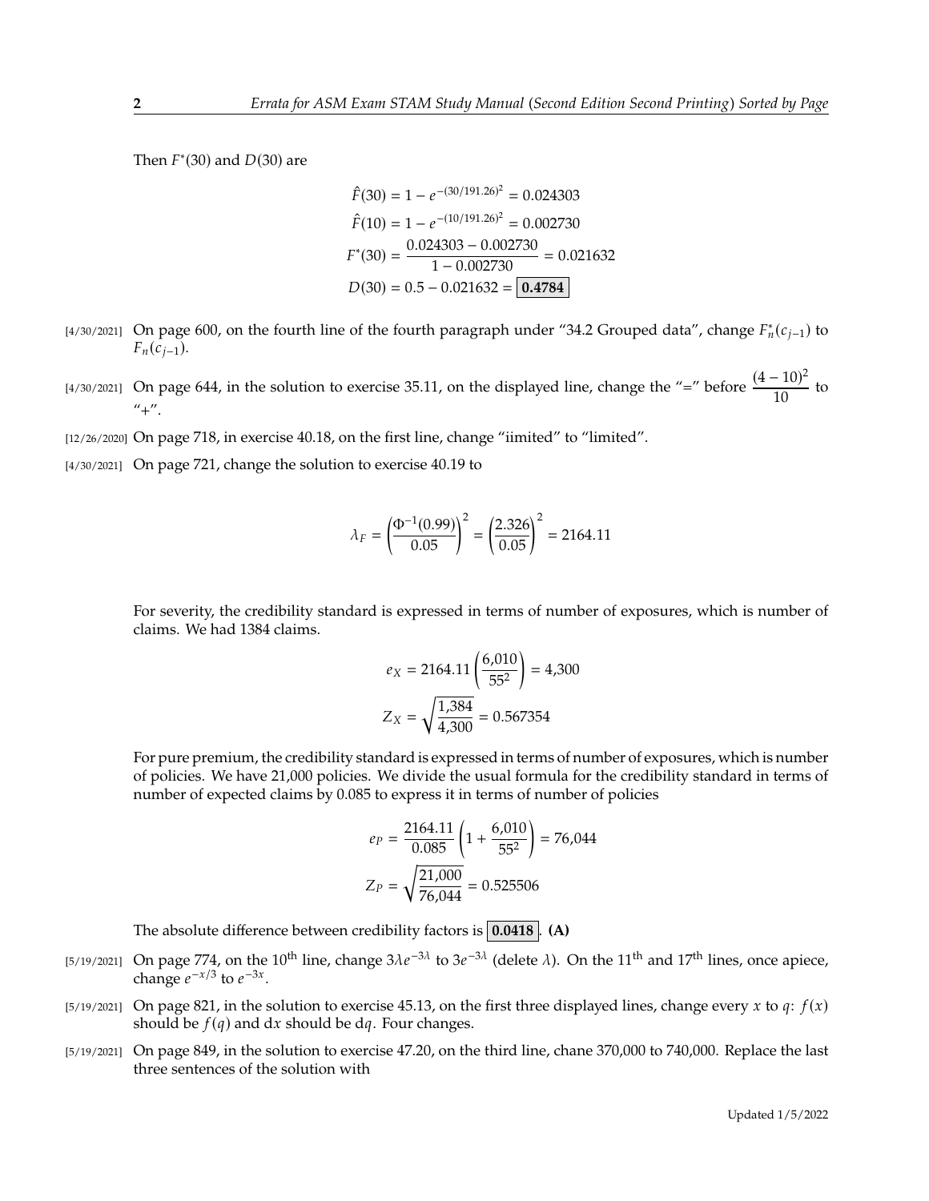Then $F^*(30)$ and $D(30)$ are

$$\hat{F}(30) = 1 - e^{-(30/191.26)^2} = 0.024303$$
$$\hat{F}(10) = 1 - e^{-(10/191.26)^2} = 0.002730$$
$$F^*(30) = \frac{0.024303 - 0.002730}{1 - 0.002730} = 0.021632$$
$$D(30) = 0.5 - 0.021632 = \boxed{\mathbf{0.4784}}$$

[4/30/2021] On page 600, on the fourth line of the fourth paragraph under "34.2 Grouped data", change $F_n^*(c_{j-1})$ to $F_n(c_{j-1})$.

[4/30/2021] On page 644, in the solution to exercise 35.11, on the displayed line, change the "=" before $\dfrac{(4-10)^2}{10}$ to "+".

[12/26/2020] On page 718, in exercise 40.18, on the first line, change "iimited" to "limited".

[4/30/2021] On page 721, change the solution to exercise 40.19 to

$$\lambda_F = \left(\frac{\Phi^{-1}(0.99)}{0.05}\right)^2 = \left(\frac{2.326}{0.05}\right)^2 = 2164.11$$

For severity, the credibility standard is expressed in terms of number of exposures, which is number of claims. We had 1384 claims.

$$e_X = 2164.11\left(\frac{6{,}010}{55^2}\right) = 4{,}300$$
$$Z_X = \sqrt{\frac{1{,}384}{4{,}300}} = 0.567354$$

For pure premium, the credibility standard is expressed in terms of number of exposures, which is number of policies. We have 21,000 policies. We divide the usual formula for the credibility standard in terms of number of expected claims by 0.085 to express it in terms of number of policies

$$e_P = \frac{2164.11}{0.085}\left(1 + \frac{6{,}010}{55^2}\right) = 76{,}044$$
$$Z_P = \sqrt{\frac{21{,}000}{76{,}044}} = 0.525506$$

The absolute difference between credibility factors is $\boxed{\mathbf{0.0418}}$. **(A)**

[5/19/2021] On page 774, on the 10th line, change $3\lambda e^{-3\lambda}$ to $3e^{-3\lambda}$ (delete $\lambda$). On the 11th and 17th lines, once apiece, change $e^{-x/3}$ to $e^{-3x}$.

[5/19/2021] On page 821, in the solution to exercise 45.13, on the first three displayed lines, change every $x$ to $q$: $f(x)$ should be $f(q)$ and $\mathrm{d}x$ should be $\mathrm{d}q$. Four changes.

[5/19/2021] On page 849, in the solution to exercise 47.20, on the third line, chane 370,000 to 740,000. Replace the last three sentences of the solution with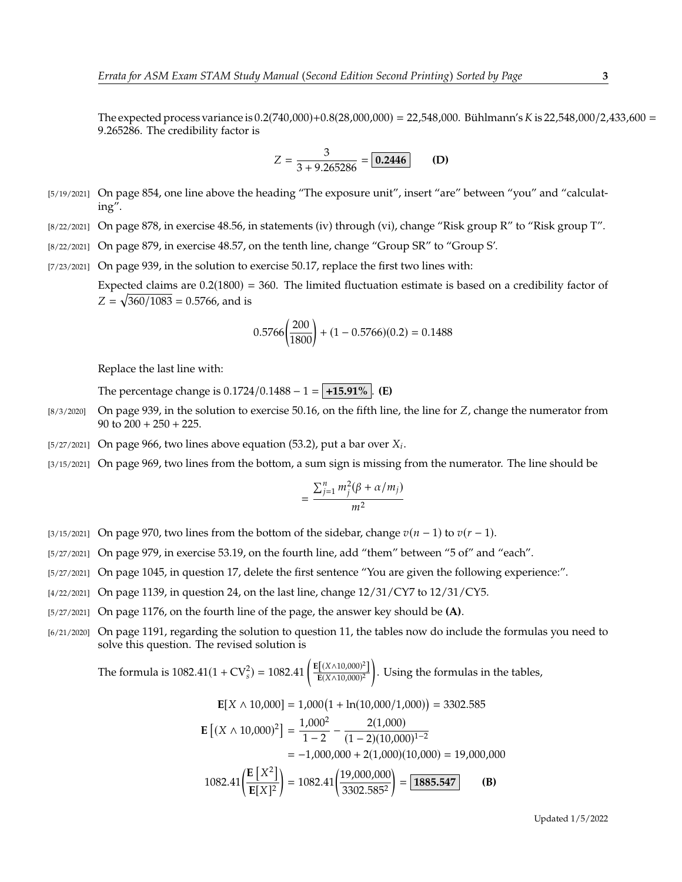The expected process variance is 0.2(740,000)+0.8(28,000,000) = 22,548,000. Bühlmann's $K$ is 22,548,000/2,433,600 = 9.265286. The credibility factor is

$$Z = \frac{3}{3 + 9.265286} = \boxed{0.2446} \qquad \textbf{(D)}$$

[5/19/2021] On page 854, one line above the heading "The exposure unit", insert "are" between "you" and "calculating".

[8/22/2021] On page 878, in exercise 48.56, in statements (iv) through (vi), change "Risk group R" to "Risk group T".

[8/22/2021] On page 879, in exercise 48.57, on the tenth line, change "Group SR" to "Group S'.

[7/23/2021] On page 939, in the solution to exercise 50.17, replace the first two lines with:

Expected claims are 0.2(1800) = 360. The limited fluctuation estimate is based on a credibility factor of $Z = \sqrt{360/1083} = 0.5766$, and is

$$0.5766\left(\frac{200}{1800}\right) + (1 - 0.5766)(0.2) = 0.1488$$

Replace the last line with:

The percentage change is $0.1724/0.1488 - 1 = \boxed{+15.91\%}$. **(E)**

[8/3/2020] On page 939, in the solution to exercise 50.16, on the fifth line, the line for $Z$, change the numerator from 90 to 200 + 250 + 225.

[5/27/2021] On page 966, two lines above equation (53.2), put a bar over $X_i$.

[3/15/2021] On page 969, two lines from the bottom, a sum sign is missing from the numerator. The line should be

$$= \frac{\sum_{j=1}^{n} m_j^2(\beta + \alpha/m_j)}{m^2}$$

[3/15/2021] On page 970, two lines from the bottom of the sidebar, change $v(n-1)$ to $v(r-1)$.

[5/27/2021] On page 979, in exercise 53.19, on the fourth line, add "them" between "5 of" and "each".

[5/27/2021] On page 1045, in question 17, delete the first sentence "You are given the following experience:".

[4/22/2021] On page 1139, in question 24, on the last line, change 12/31/CY7 to 12/31/CY5.

[5/27/2021] On page 1176, on the fourth line of the page, the answer key should be **(A)**.

[6/21/2020] On page 1191, regarding the solution to question 11, the tables now do include the formulas you need to solve this question. The revised solution is

The formula is $1082.41(1 + \text{CV}_s^2) = 1082.41\left(\frac{\mathbf{E}\left[(X \wedge 10{,}000)^2\right]}{\mathbf{E}(X \wedge 10{,}000)^2}\right)$. Using the formulas in the tables,

$$\mathbf{E}[X \wedge 10{,}000] = 1{,}000\big(1 + \ln(10{,}000/1{,}000)\big) = 3302.585$$

$$\begin{aligned}\mathbf{E}\left[(X \wedge 10{,}000)^2\right] &= \frac{1{,}000^2}{1-2} - \frac{2(1{,}000)}{(1-2)(10{,}000)^{1-2}} \\ &= -1{,}000{,}000 + 2(1{,}000)(10{,}000) = 19{,}000{,}000\end{aligned}$$

$$1082.41\left(\frac{\mathbf{E}\left[X^2\right]}{\mathbf{E}[X]^2}\right) = 1082.41\left(\frac{19{,}000{,}000}{3302.585^2}\right) = \boxed{1885.547} \qquad \textbf{(B)}$$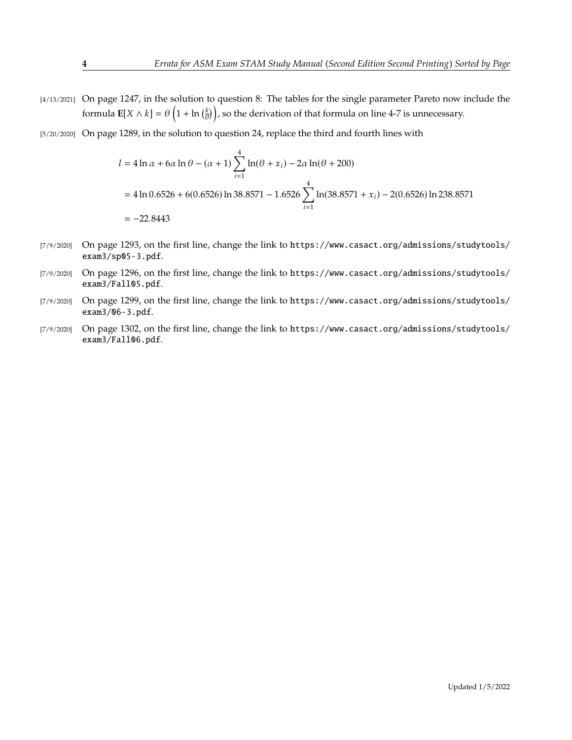[4/13/2021] On page 1247, in the solution to question 8: The tables for the single parameter Pareto now include the formula $\mathbf{E}[X \wedge k] = \theta\left(1 + \ln\left(\frac{k}{\theta}\right)\right)$, so the derivation of that formula on line 4-7 is unnecessary.

[5/20/2020] On page 1289, in the solution to question 24, replace the third and fourth lines with

$$
\begin{aligned}
l &= 4\ln\alpha + 6\alpha\ln\theta - (\alpha+1)\sum_{i=1}^{4}\ln(\theta + x_i) - 2\alpha\ln(\theta + 200) \\
&= 4\ln 0.6526 + 6(0.6526)\ln 38.8571 - 1.6526\sum_{i=1}^{4}\ln(38.8571 + x_i) - 2(0.6526)\ln 238.8571 \\
&= -22.8443
\end{aligned}
$$

[7/9/2020] On page 1293, on the first line, change the link to `https://www.casact.org/admissions/studytools/exam3/sp05-3.pdf`.

[7/9/2020] On page 1296, on the first line, change the link to `https://www.casact.org/admissions/studytools/exam3/Fall05.pdf`.

[7/9/2020] On page 1299, on the first line, change the link to `https://www.casact.org/admissions/studytools/exam3/06-3.pdf`.

[7/9/2020] On page 1302, on the first line, change the link to `https://www.casact.org/admissions/studytools/exam3/Fall06.pdf`.